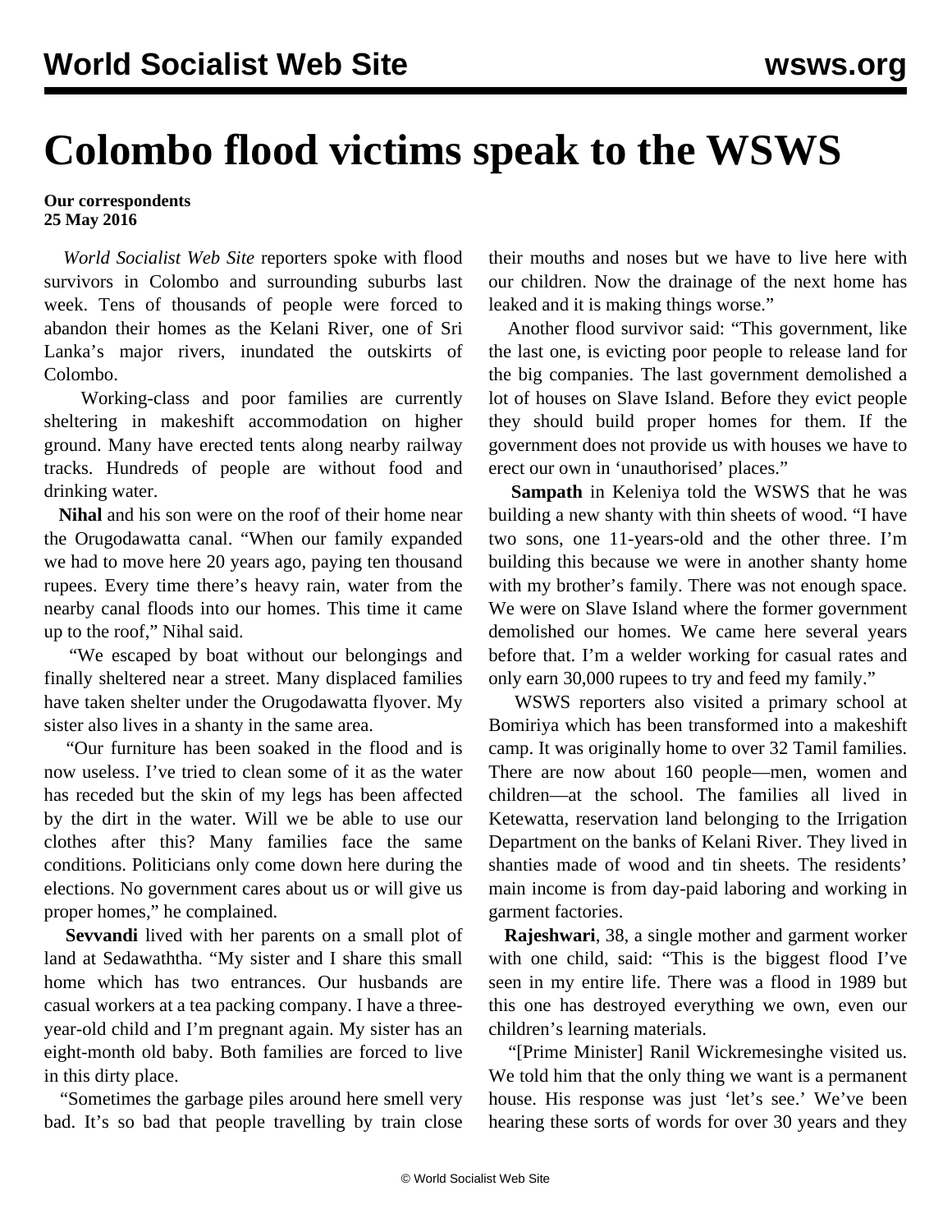# Colombo flood victims speak to the WSWS

**Our correspondents**
**25 May 2016**

*World Socialist Web Site* reporters spoke with flood survivors in Colombo and surrounding suburbs last week. Tens of thousands of people were forced to abandon their homes as the Kelani River, one of Sri Lanka's major rivers, inundated the outskirts of Colombo.

Working-class and poor families are currently sheltering in makeshift accommodation on higher ground. Many have erected tents along nearby railway tracks. Hundreds of people are without food and drinking water.

**Nihal** and his son were on the roof of their home near the Orugodawatta canal. "When our family expanded we had to move here 20 years ago, paying ten thousand rupees. Every time there's heavy rain, water from the nearby canal floods into our homes. This time it came up to the roof," Nihal said.

"We escaped by boat without our belongings and finally sheltered near a street. Many displaced families have taken shelter under the Orugodawatta flyover. My sister also lives in a shanty in the same area.

"Our furniture has been soaked in the flood and is now useless. I've tried to clean some of it as the water has receded but the skin of my legs has been affected by the dirt in the water. Will we be able to use our clothes after this? Many families face the same conditions. Politicians only come down here during the elections. No government cares about us or will give us proper homes," he complained.

**Sevvandi** lived with her parents on a small plot of land at Sedawaththa. "My sister and I share this small home which has two entrances. Our husbands are casual workers at a tea packing company. I have a three-year-old child and I'm pregnant again. My sister has an eight-month old baby. Both families are forced to live in this dirty place.

"Sometimes the garbage piles around here smell very bad. It's so bad that people travelling by train close their mouths and noses but we have to live here with our children. Now the drainage of the next home has leaked and it is making things worse."

Another flood survivor said: "This government, like the last one, is evicting poor people to release land for the big companies. The last government demolished a lot of houses on Slave Island. Before they evict people they should build proper homes for them. If the government does not provide us with houses we have to erect our own in 'unauthorised' places."

**Sampath** in Keleniya told the WSWS that he was building a new shanty with thin sheets of wood. "I have two sons, one 11-years-old and the other three. I'm building this because we were in another shanty home with my brother's family. There was not enough space. We were on Slave Island where the former government demolished our homes. We came here several years before that. I'm a welder working for casual rates and only earn 30,000 rupees to try and feed my family."

WSWS reporters also visited a primary school at Bomiriya which has been transformed into a makeshift camp. It was originally home to over 32 Tamil families. There are now about 160 people—men, women and children—at the school. The families all lived in Ketewatta, reservation land belonging to the Irrigation Department on the banks of Kelani River. They lived in shanties made of wood and tin sheets. The residents' main income is from day-paid laboring and working in garment factories.

**Rajeshwari**, 38, a single mother and garment worker with one child, said: "This is the biggest flood I've seen in my entire life. There was a flood in 1989 but this one has destroyed everything we own, even our children's learning materials.

"[Prime Minister] Ranil Wickremesinghe visited us. We told him that the only thing we want is a permanent house. His response was just 'let's see.' We've been hearing these sorts of words for over 30 years and they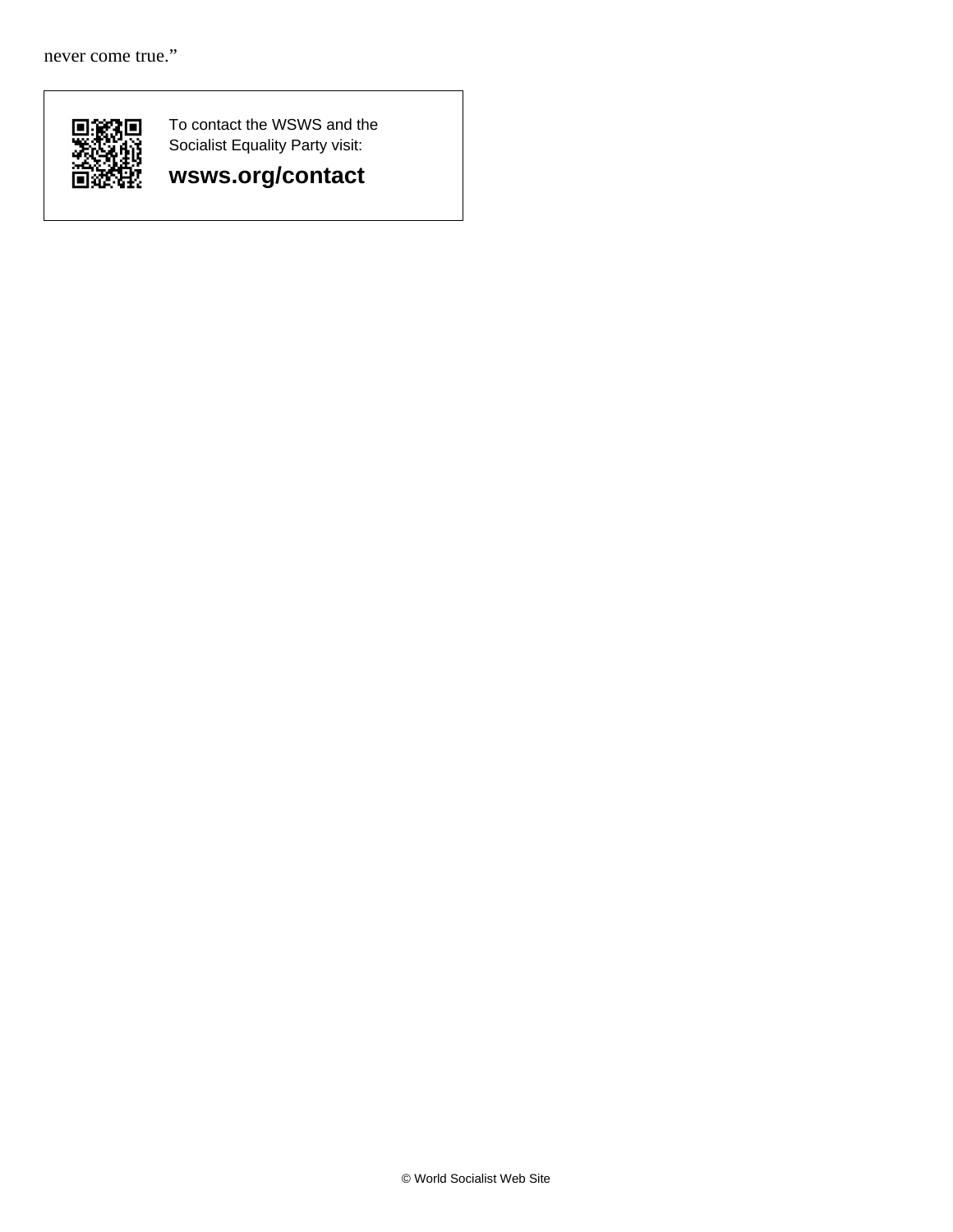never come true."

To contact the WSWS and the Socialist Equality Party visit:

**wsws.org/contact**